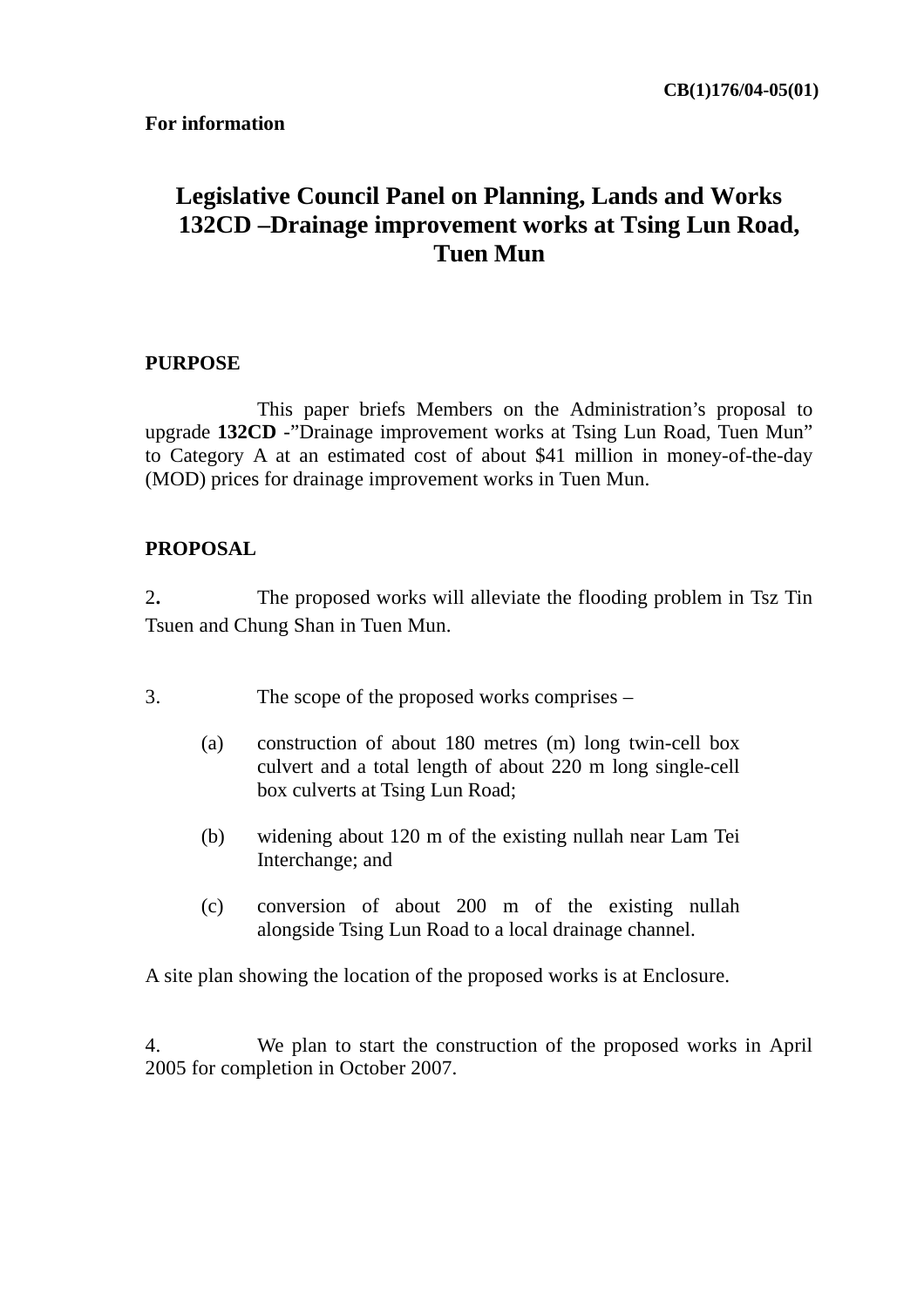**CB(1)176/04-05(01)**

**For information**

# Legislative Council Panel on Planning, Lands and Works 132CD –Drainage improvement works at Tsing Lun Road, Tuen Mun

## PURPOSE

This paper briefs Members on the Administration's proposal to upgrade **132CD** -"Drainage improvement works at Tsing Lun Road, Tuen Mun" to Category A at an estimated cost of about $41 million in money-of-the-day (MOD) prices for drainage improvement works in Tuen Mun.

## PROPOSAL

2. The proposed works will alleviate the flooding problem in Tsz Tin Tsuen and Chung Shan in Tuen Mun.

3. The scope of the proposed works comprises –

(a) construction of about 180 metres (m) long twin-cell box culvert and a total length of about 220 m long single-cell box culverts at Tsing Lun Road;

(b) widening about 120 m of the existing nullah near Lam Tei Interchange; and

(c) conversion of about 200 m of the existing nullah alongside Tsing Lun Road to a local drainage channel.

A site plan showing the location of the proposed works is at Enclosure.

4. We plan to start the construction of the proposed works in April 2005 for completion in October 2007.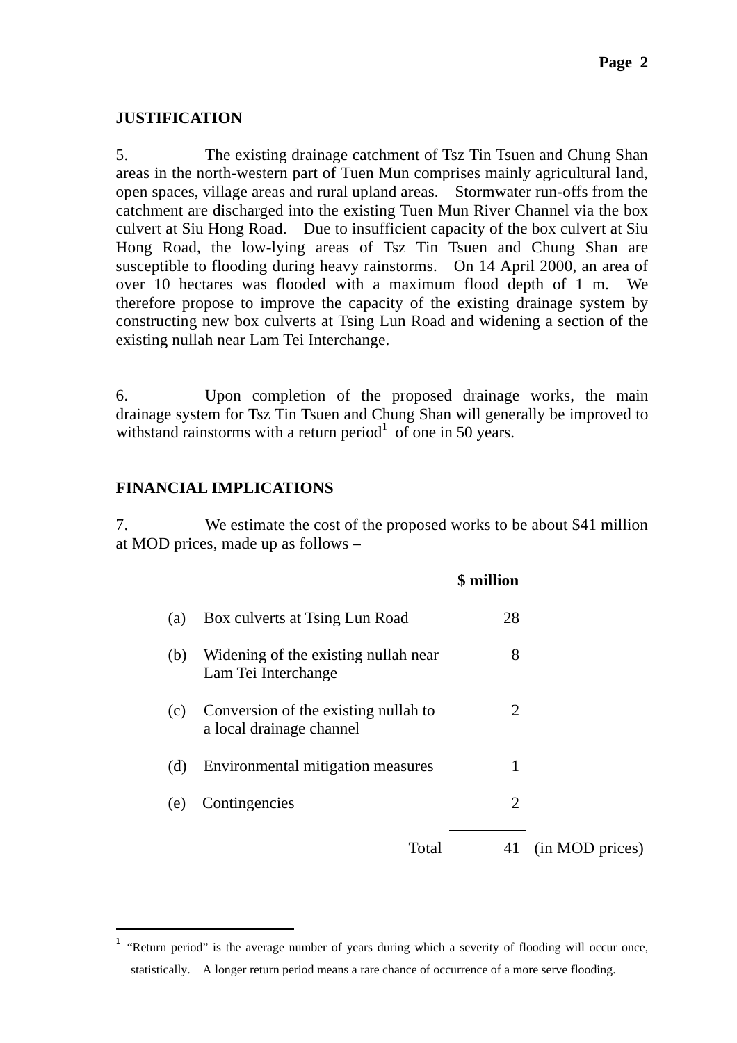## JUSTIFICATION

5. The existing drainage catchment of Tsz Tin Tsuen and Chung Shan areas in the north-western part of Tuen Mun comprises mainly agricultural land, open spaces, village areas and rural upland areas. Stormwater run-offs from the catchment are discharged into the existing Tuen Mun River Channel via the box culvert at Siu Hong Road. Due to insufficient capacity of the box culvert at Siu Hong Road, the low-lying areas of Tsz Tin Tsuen and Chung Shan are susceptible to flooding during heavy rainstorms. On 14 April 2000, an area of over 10 hectares was flooded with a maximum flood depth of 1 m. We therefore propose to improve the capacity of the existing drainage system by constructing new box culverts at Tsing Lun Road and widening a section of the existing nullah near Lam Tei Interchange.

6. Upon completion of the proposed drainage works, the main drainage system for Tsz Tin Tsuen and Chung Shan will generally be improved to withstand rainstorms with a return period[1] of one in 50 years.

## FINANCIAL IMPLICATIONS

7. We estimate the cost of the proposed works to be about $41 million at MOD prices, made up as follows –

| | | $ million | |
|---|---|---|---|
| (a) | Box culverts at Tsing Lun Road | 28 | |
| (b) | Widening of the existing nullah near Lam Tei Interchange | 8 | |
| (c) | Conversion of the existing nullah to a local drainage channel | 2 | |
| (d) | Environmental mitigation measures | 1 | |
| (e) | Contingencies | 2 | |
| | Total | 41 | (in MOD prices) |

---

[1] "Return period" is the average number of years during which a severity of flooding will occur once, statistically. A longer return period means a rare chance of occurrence of a more serve flooding.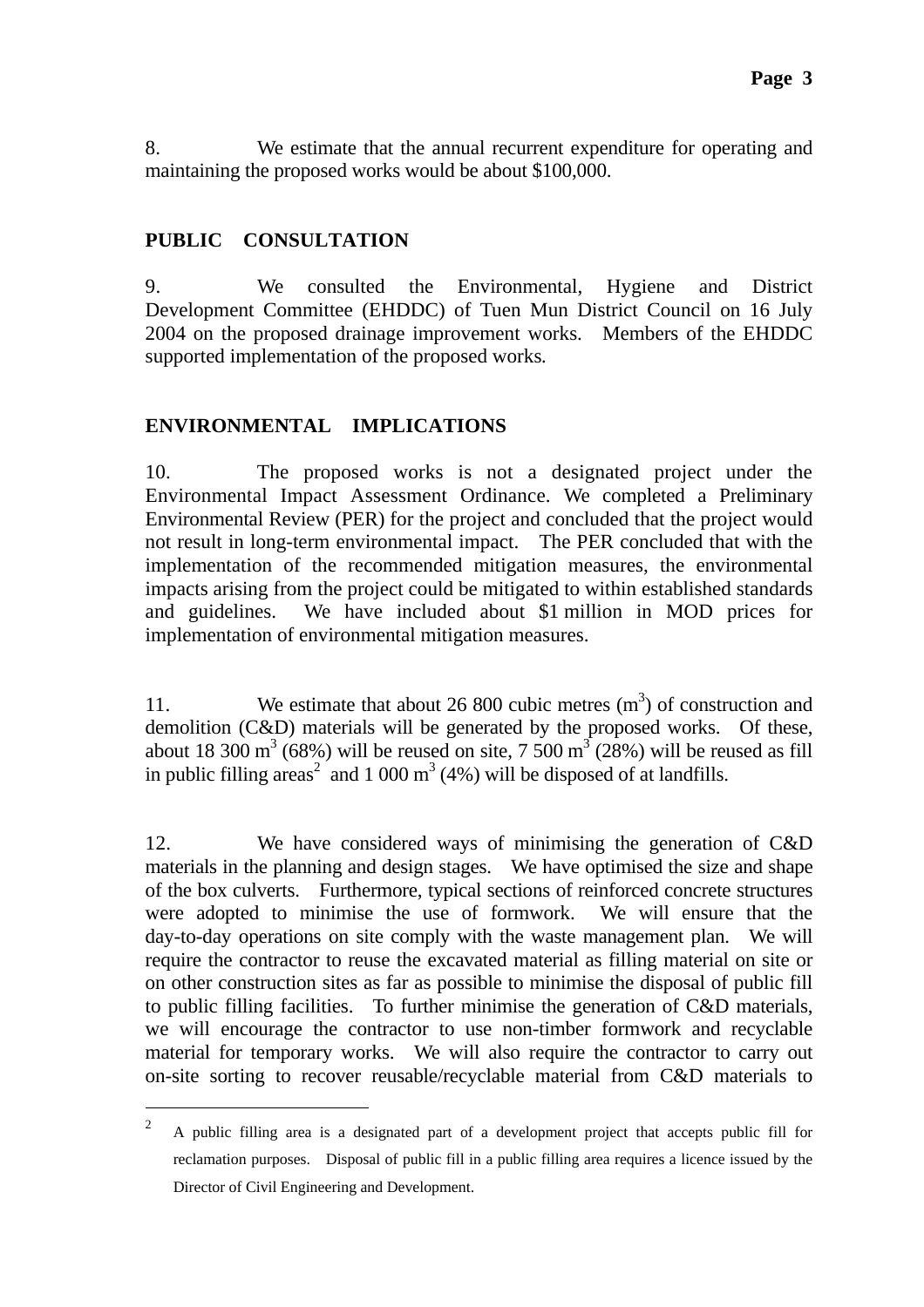8. We estimate that the annual recurrent expenditure for operating and maintaining the proposed works would be about $100,000.

## PUBLIC CONSULTATION

9. We consulted the Environmental, Hygiene and District Development Committee (EHDDC) of Tuen Mun District Council on 16 July 2004 on the proposed drainage improvement works. Members of the EHDDC supported implementation of the proposed works.

## ENVIRONMENTAL IMPLICATIONS

10. The proposed works is not a designated project under the Environmental Impact Assessment Ordinance. We completed a Preliminary Environmental Review (PER) for the project and concluded that the project would not result in long-term environmental impact. The PER concluded that with the implementation of the recommended mitigation measures, the environmental impacts arising from the project could be mitigated to within established standards and guidelines. We have included about $1 million in MOD prices for implementation of environmental mitigation measures.

11. We estimate that about 26 800 cubic metres ($m^3$) of construction and demolition (C&D) materials will be generated by the proposed works. Of these, about 18 300 $m^3$ (68%) will be reused on site, 7 500 $m^3$ (28%) will be reused as fill in public filling areas[2] and 1 000 $m^3$ (4%) will be disposed of at landfills.

12. We have considered ways of minimising the generation of C&D materials in the planning and design stages. We have optimised the size and shape of the box culverts. Furthermore, typical sections of reinforced concrete structures were adopted to minimise the use of formwork. We will ensure that the day-to-day operations on site comply with the waste management plan. We will require the contractor to reuse the excavated material as filling material on site or on other construction sites as far as possible to minimise the disposal of public fill to public filling facilities. To further minimise the generation of C&D materials, we will encourage the contractor to use non-timber formwork and recyclable material for temporary works. We will also require the contractor to carry out on-site sorting to recover reusable/recyclable material from C&D materials to

---

[2] A public filling area is a designated part of a development project that accepts public fill for reclamation purposes. Disposal of public fill in a public filling area requires a licence issued by the Director of Civil Engineering and Development.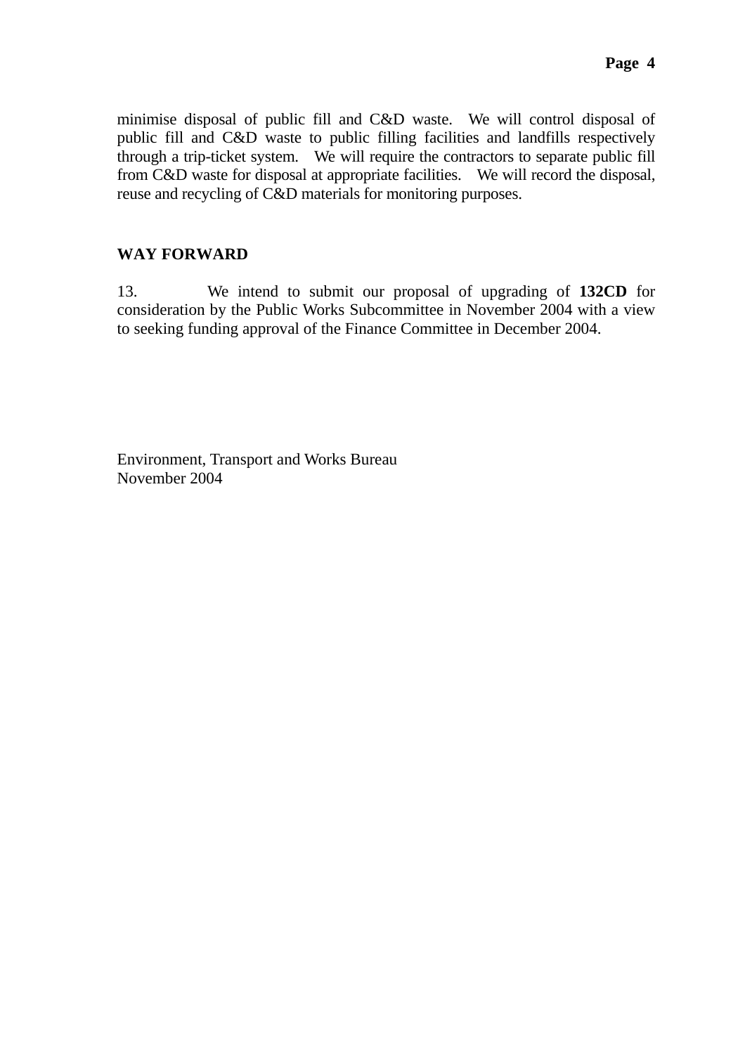minimise disposal of public fill and C&D waste. We will control disposal of public fill and C&D waste to public filling facilities and landfills respectively through a trip-ticket system. We will require the contractors to separate public fill from C&D waste for disposal at appropriate facilities. We will record the disposal, reuse and recycling of C&D materials for monitoring purposes.

## WAY FORWARD

13. We intend to submit our proposal of upgrading of **132CD** for consideration by the Public Works Subcommittee in November 2004 with a view to seeking funding approval of the Finance Committee in December 2004.

Environment, Transport and Works Bureau
November 2004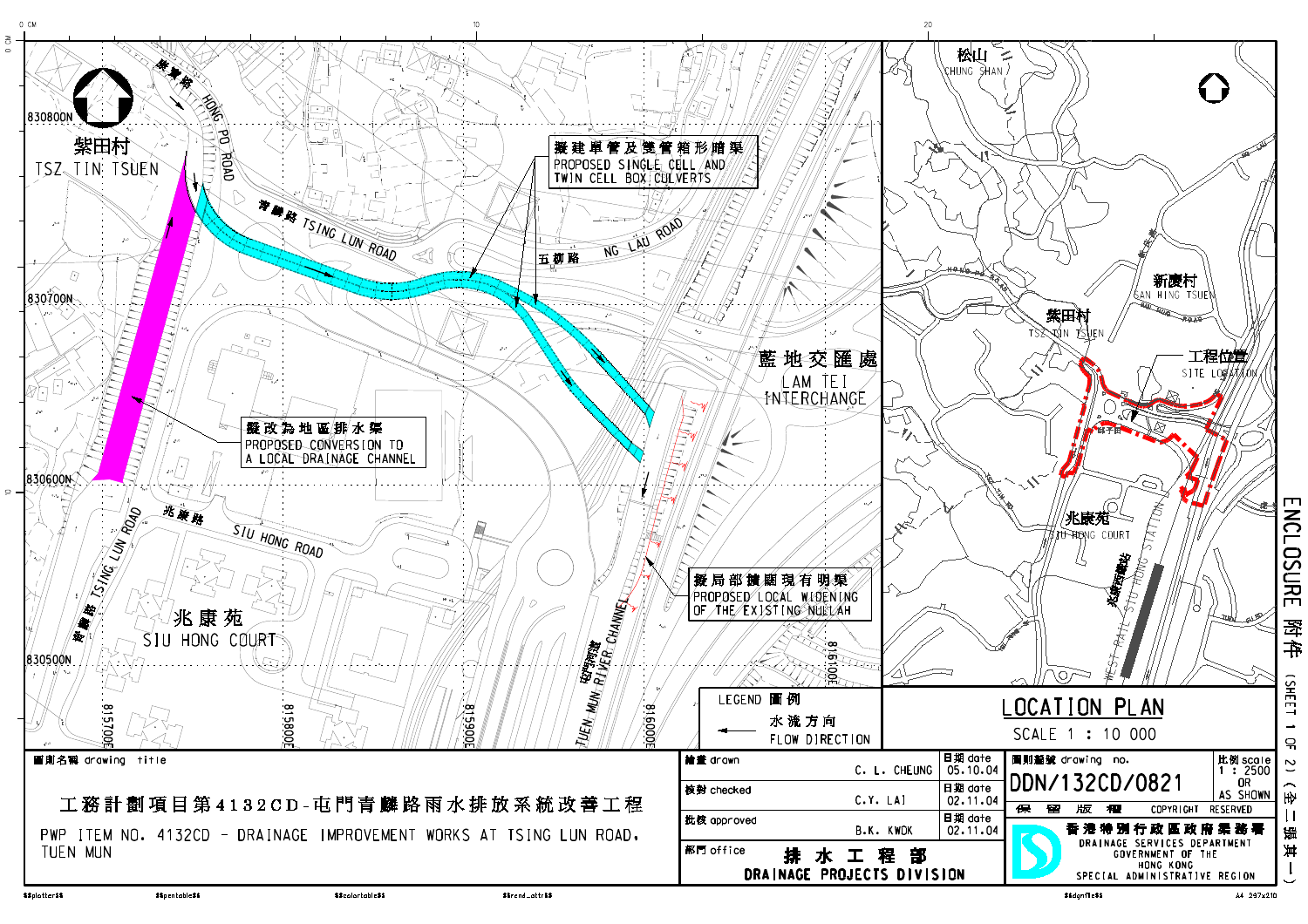# ENCLOSURE 附件 (SHEET 1 OF 2)(全二張其一)

紫田村
TSZ TIN TSUEN

康寶路 HONG PO ROAD

青麟路 TSING LUN ROAD

五柳路 NG LAU ROAD

擬建單管及雙管箱形暗渠
PROPOSED SINGLE CELL AND TWIN CELL BOX CULVERTS

藍地交匯處
LAM TEI INTERCHANGE

擬改為地區排水渠
PROPOSED CONVERSION TO A LOCAL DRAINAGE CHANNEL

兆康路 SIU HONG ROAD

青麟路 TSING LUN ROAD

兆康苑
SIU HONG COURT

屯門河道 TUEN MUN RIVER CHANNEL

擬局部擴闊現有明渠
PROPOSED LOCAL WIDENING OF THE EXISTING NULLAH

830800N, 830700N, 830600N, 830500N

815700E, 815800E, 815900E, 816000E, 816100E

LEGEND 圖例

水流方向
FLOW DIRECTION

## LOCATION PLAN

SCALE 1 : 10 000

松山 CHUNG SHAN

新慶村 SAN HING TSUEN

紫田村 TSZ TIN TSUEN

工程位置 SITE LOCATION

兆康苑 SIU HONG COURT

兆康西鐵站 WEST RAIL SIU HONG STATION

| | | |
|---|---|---|
| 圖則名稱 drawing title | | |
| 工務計劃項目第4132CD-屯門青麟路雨水排放系統改善工程 | | |
| PWP ITEM NO. 4132CD - DRAINAGE IMPROVEMENT WORKS AT TSING LUN ROAD, TUEN MUN | | |
| 繪畫 drawn | C. L. CHEUNG | 日期 date 05.10.04 |
| 核對 checked | C.Y. LAI | 日期 date 02.11.04 |
| 批核 approved | B.K. KWOK | 日期 date 02.11.04 |
| 部門 office | 排水工程部 DRAINAGE PROJECTS DIVISION | |
| 圖則編號 drawing no. | DDN/132CD/0821 | 比例 scale 1 : 2500 OR AS SHOWN |
| 保留版權 COPYRIGHT RESERVED | | |

香港特別行政區政府渠務署
DRAINAGE SERVICES DEPARTMENT
GOVERNMENT OF THE HONG KONG SPECIAL ADMINISTRATIVE REGION

A4 297x210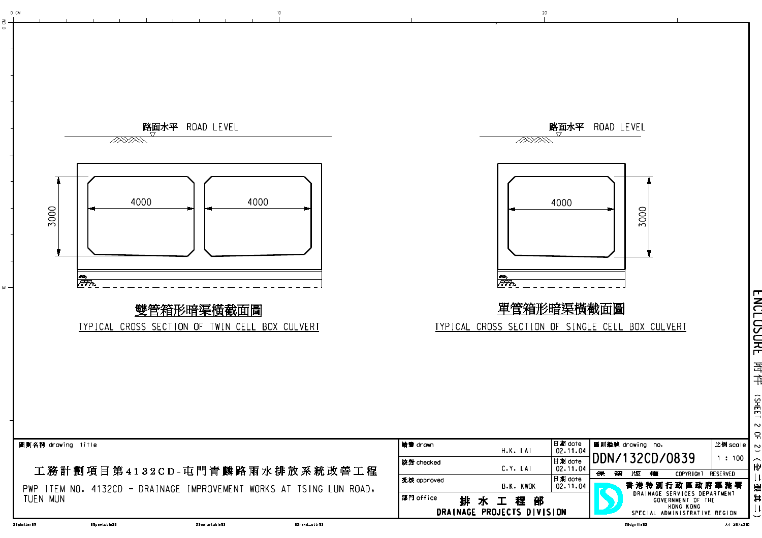ENCLOSURE 附件 (SHEET 2 OF 2) (全二張其二)

路面水平 ROAD LEVEL

4000

4000

3000

雙管箱形暗渠橫截面圖

TYPICAL CROSS SECTION OF TWIN CELL BOX CULVERT

路面水平 ROAD LEVEL

4000

3000

單管箱形暗渠橫截面圖

TYPICAL CROSS SECTION OF SINGLE CELL BOX CULVERT

| | | | |
|---|---|---|---|
| 圖則名稱 drawing title | 繪畫 drawn: H.K. LAI | 日期 date: 02.11.04 | 圖則編號 drawing no.: DDN/132CD/0839 |
| 工務計劃項目第4132CD-屯門青麟路雨水排放系統改善工程 | 核對 checked: C.Y. LAI | 日期 date: 02.11.04 | 比例 scale: 1 : 100 |
| PWP ITEM NO. 4132CD - DRAINAGE IMPROVEMENT WORKS AT TSING LUN ROAD, TUEN MUN | 批核 approved: B.K. KWOK | 日期 date: 02.11.04 | 保留版權 COPYRIGHT RESERVED |
| | 部門 office: 排水工程部 DRAINAGE PROJECTS DIVISION | | 香港特別行政區政府渠務署 DRAINAGE SERVICES DEPARTMENT GOVERNMENT OF THE HONG KONG SPECIAL ADMINISTRATIVE REGION |